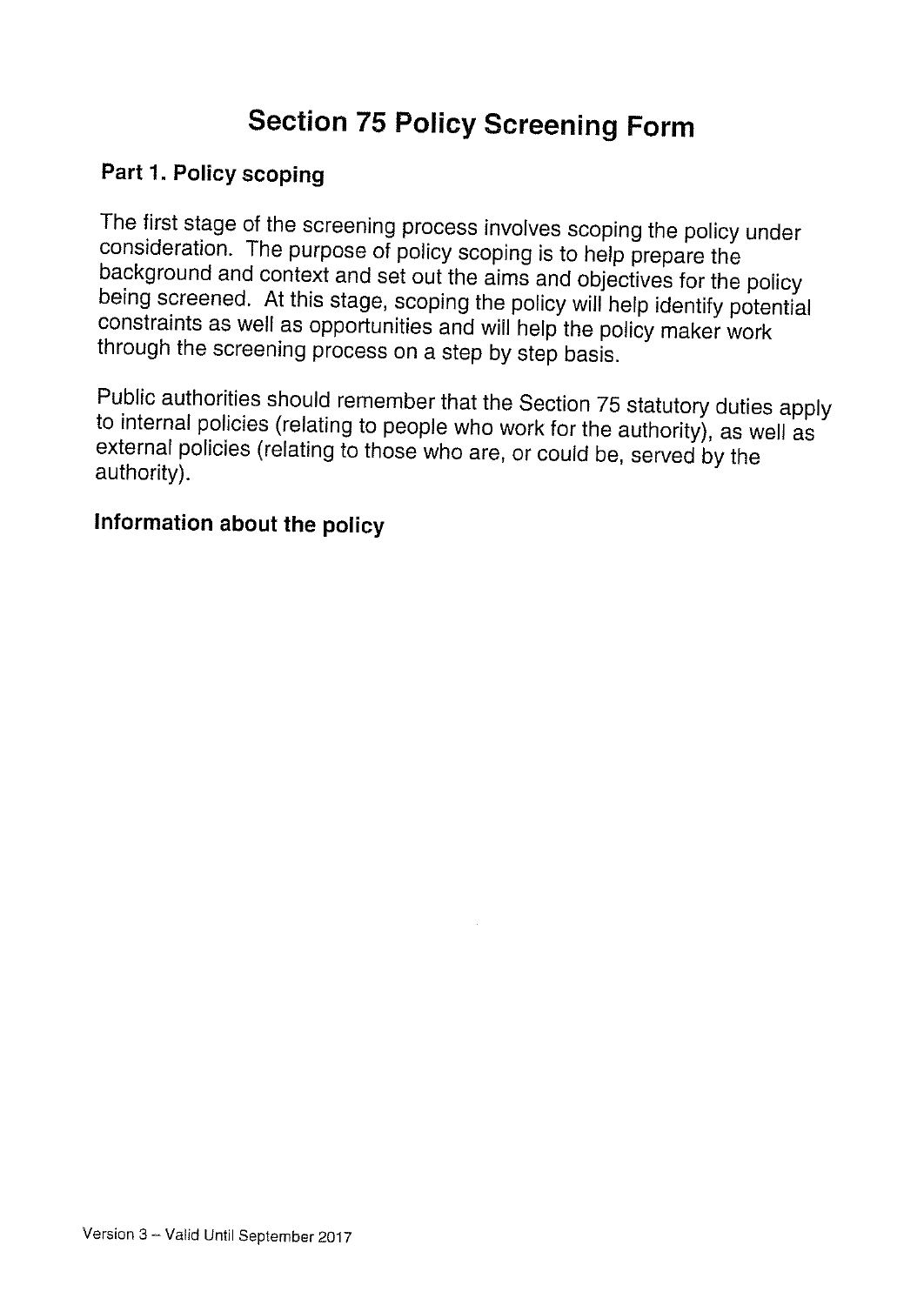# Section 75 Policy Screening Form

## Part 1. Policy scoping

The first stage of the screening process involves scoping the policy under consideration. The purpose of policy scoping is to help prepare the background and context and set out the aims and objectives for the policy being screened. At this stage, scoping the policy will help identify potential constraints as well as opportunities and will help the policy maker work through the screening process on a step by step basis.

Public authorities should remember that the Section 75 statutory duties apply to internal policies (relating to people who work for the authority), as well as external policies (relating to those who are, or could be, served by the authority).

### Information about the policy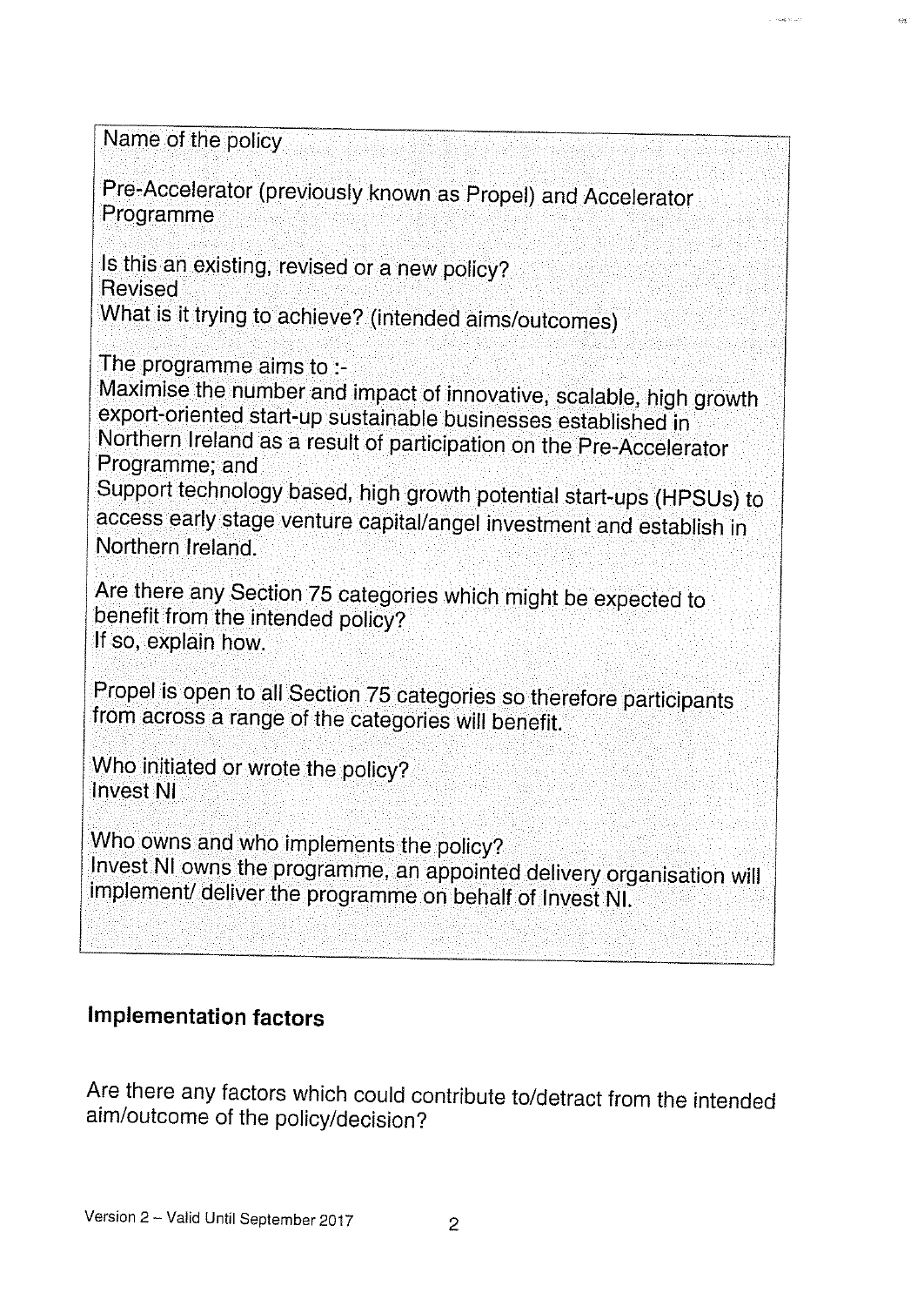Name of the policy

Pre-Accelerator (previously known as Propel) and Accelerator Programme

Is this an existing, revised or a new policy?
Revised
What is it trying to achieve? (intended aims/outcomes)

The programme aims to :-
Maximise the number and impact of innovative, scalable, high growth export-oriented start-up sustainable businesses established in Northern Ireland as a result of participation on the Pre-Accelerator Programme; and
Support technology based, high growth potential start-ups (HPSUs) to access early stage venture capital/angel investment and establish in Northern Ireland.

Are there any Section 75 categories which might be expected to benefit from the intended policy?
If so, explain how.

Propel is open to all Section 75 categories so therefore participants from across a range of the categories will benefit.

Who initiated or wrote the policy?
Invest NI

Who owns and who implements the policy?
Invest NI owns the programme, an appointed delivery organisation will implement/ deliver the programme on behalf of Invest NI.

## Implementation factors

Are there any factors which could contribute to/detract from the intended aim/outcome of the policy/decision?

Version 2 – Valid Until September 2017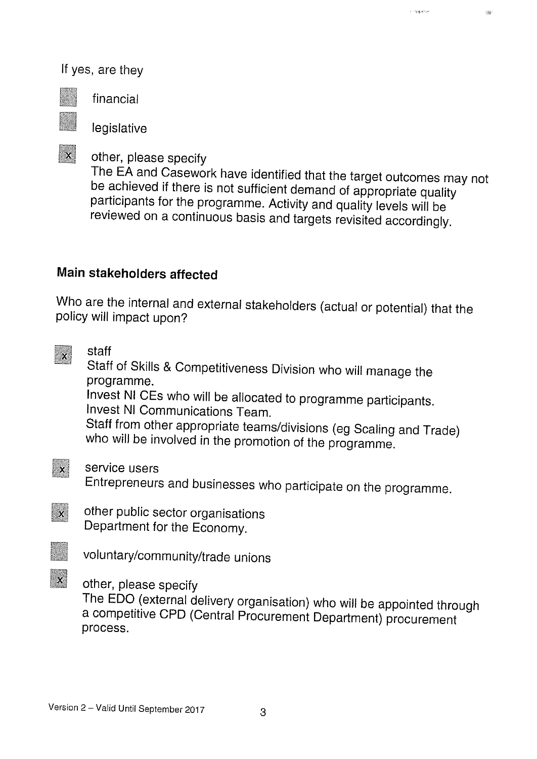If yes, are they

- [ ] financial
- [ ] legislative
- [x] other, please specify
  The EA and Casework have identified that the target outcomes may not be achieved if there is not sufficient demand of appropriate quality participants for the programme. Activity and quality levels will be reviewed on a continuous basis and targets revisited accordingly.

### Main stakeholders affected

Who are the internal and external stakeholders (actual or potential) that the policy will impact upon?

- [x] staff
  Staff of Skills & Competitiveness Division who will manage the programme.
  Invest NI CEs who will be allocated to programme participants.
  Invest NI Communications Team.
  Staff from other appropriate teams/divisions (eg Scaling and Trade) who will be involved in the promotion of the programme.
- [x] service users
  Entrepreneurs and businesses who participate on the programme.
- [x] other public sector organisations
  Department for the Economy.
- [ ] voluntary/community/trade unions
- [x] other, please specify
  The EDO (external delivery organisation) who will be appointed through a competitive CPD (Central Procurement Department) procurement process.

Version 2 – Valid Until September 2017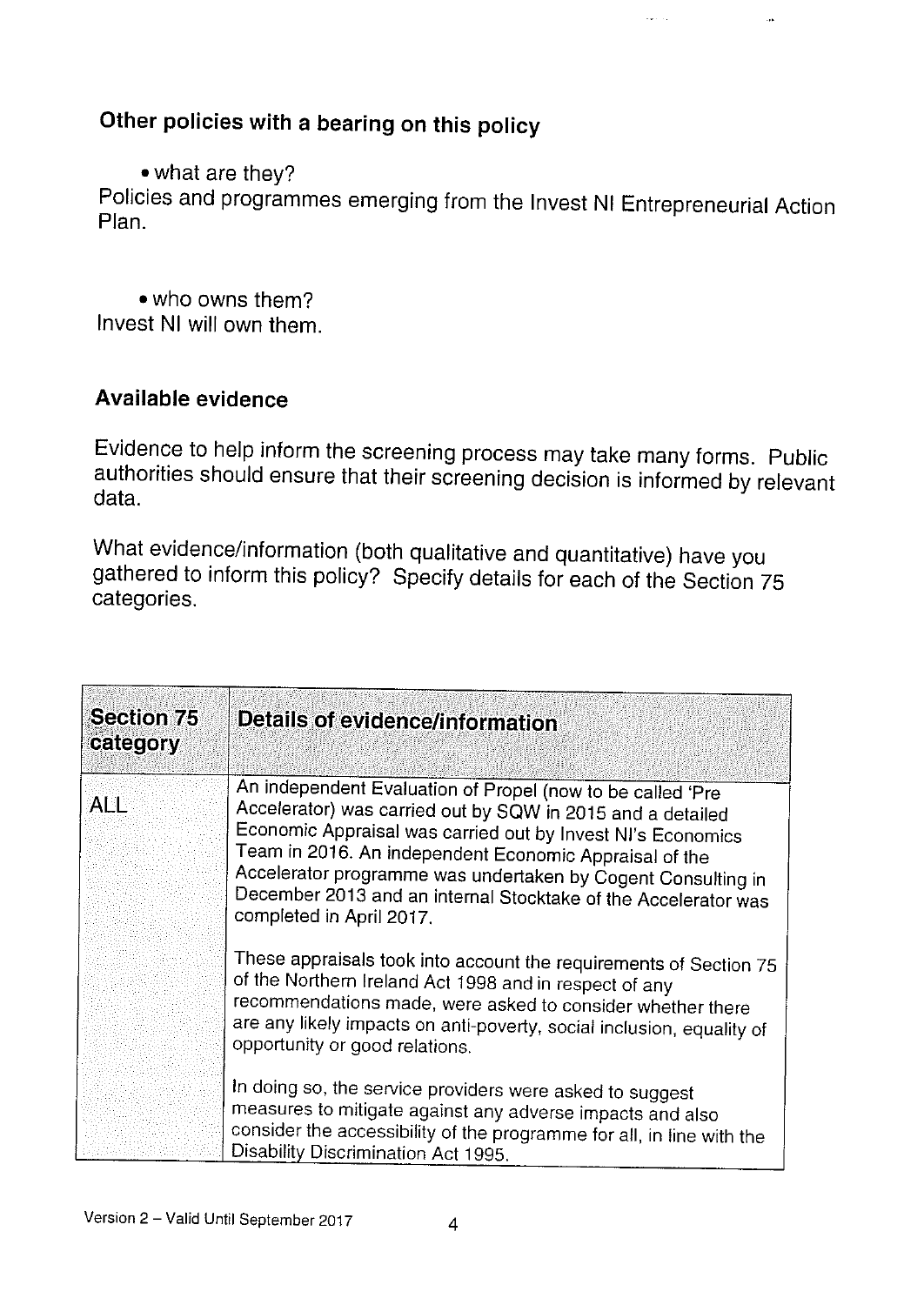## Other policies with a bearing on this policy

- what are they?

Policies and programmes emerging from the Invest NI Entrepreneurial Action Plan.

- who owns them?

Invest NI will own them.

### Available evidence

Evidence to help inform the screening process may take many forms. Public authorities should ensure that their screening decision is informed by relevant data.

What evidence/information (both qualitative and quantitative) have you gathered to inform this policy? Specify details for each of the Section 75 categories.

| Section 75 category | Details of evidence/information |
|---|---|
| ALL | An independent Evaluation of Propel (now to be called 'Pre Accelerator) was carried out by SQW in 2015 and a detailed Economic Appraisal was carried out by Invest NI's Economics Team in 2016. An independent Economic Appraisal of the Accelerator programme was undertaken by Cogent Consulting in December 2013 and an internal Stocktake of the Accelerator was completed in April 2017.<br><br>These appraisals took into account the requirements of Section 75 of the Northern Ireland Act 1998 and in respect of any recommendations made, were asked to consider whether there are any likely impacts on anti-poverty, social inclusion, equality of opportunity or good relations.<br><br>In doing so, the service providers were asked to suggest measures to mitigate against any adverse impacts and also consider the accessibility of the programme for all, in line with the Disability Discrimination Act 1995. |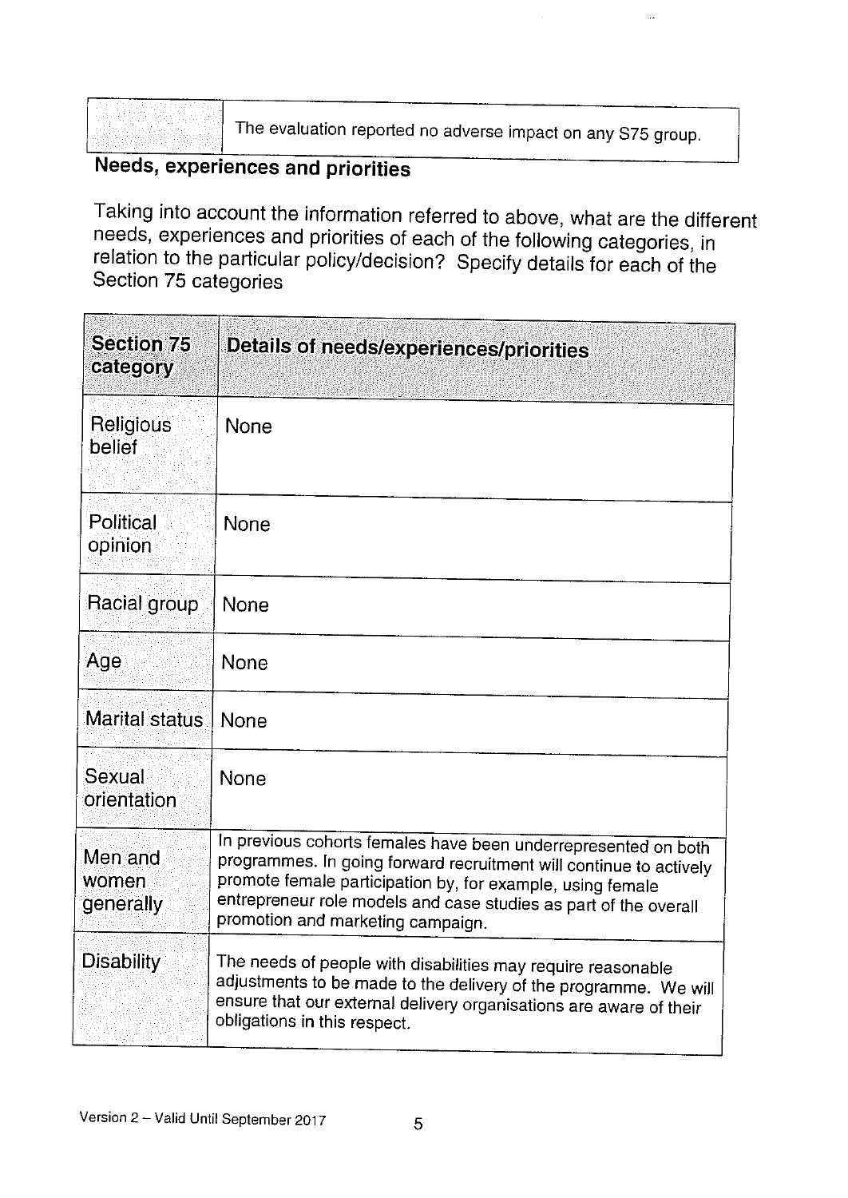| | The evaluation reported no adverse impact on any S75 group. |
|---|---|

## Needs, experiences and priorities

Taking into account the information referred to above, what are the different needs, experiences and priorities of each of the following categories, in relation to the particular policy/decision? Specify details for each of the Section 75 categories

| Section 75 category | Details of needs/experiences/priorities |
|---|---|
| Religious belief | None |
| Political opinion | None |
| Racial group | None |
| Age | None |
| Marital status | None |
| Sexual orientation | None |
| Men and women generally | In previous cohorts females have been underrepresented on both programmes. In going forward recruitment will continue to actively promote female participation by, for example, using female entrepreneur role models and case studies as part of the overall promotion and marketing campaign. |
| Disability | The needs of people with disabilities may require reasonable adjustments to be made to the delivery of the programme. We will ensure that our external delivery organisations are aware of their obligations in this respect. |

Version 2 – Valid Until September 2017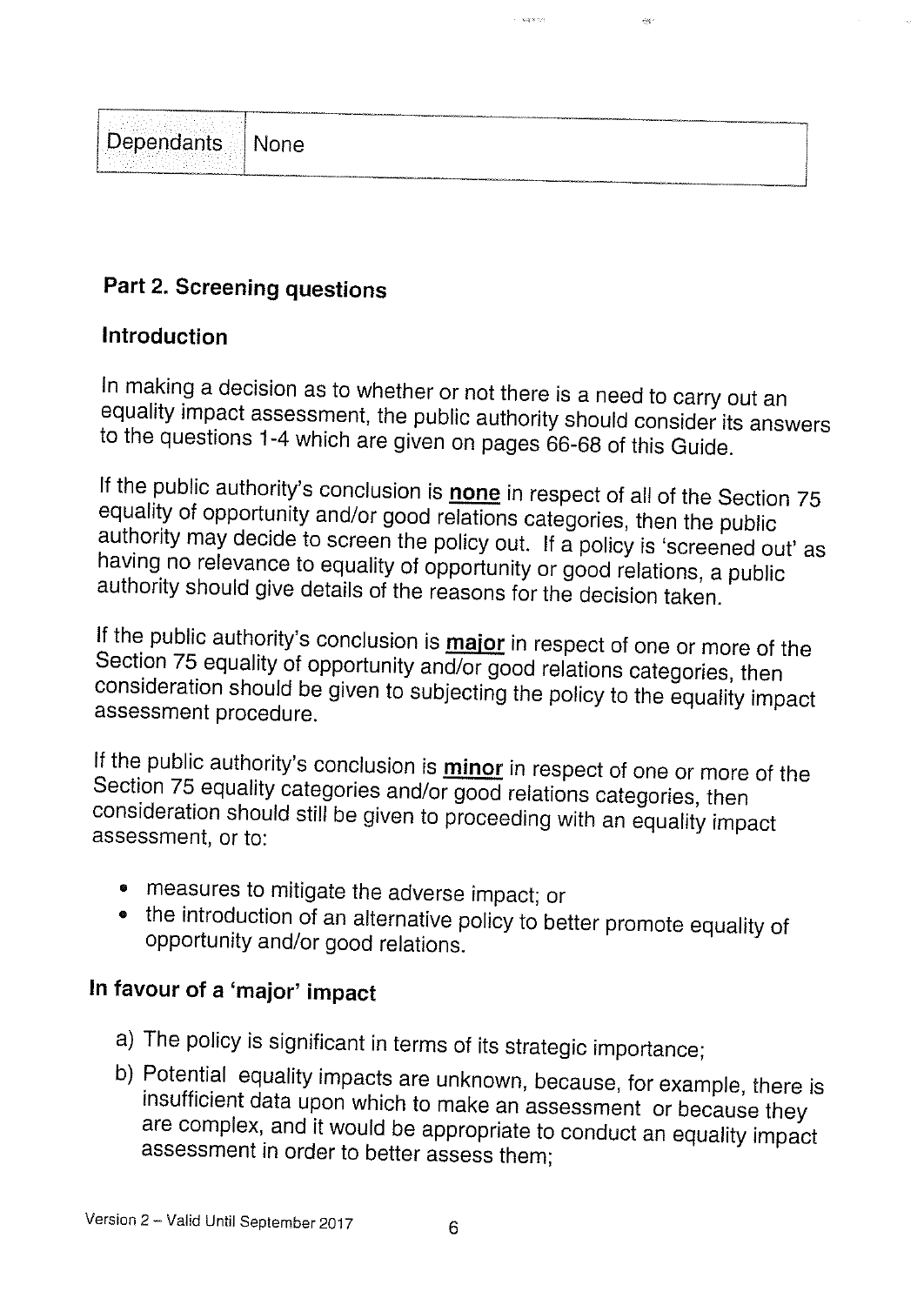| Dependants | None |
|---|---|

## Part 2. Screening questions

### Introduction

In making a decision as to whether or not there is a need to carry out an equality impact assessment, the public authority should consider its answers to the questions 1-4 which are given on pages 66-68 of this Guide.

If the public authority's conclusion is **none** in respect of all of the Section 75 equality of opportunity and/or good relations categories, then the public authority may decide to screen the policy out. If a policy is 'screened out' as having no relevance to equality of opportunity or good relations, a public authority should give details of the reasons for the decision taken.

If the public authority's conclusion is **major** in respect of one or more of the Section 75 equality of opportunity and/or good relations categories, then consideration should be given to subjecting the policy to the equality impact assessment procedure.

If the public authority's conclusion is **minor** in respect of one or more of the Section 75 equality categories and/or good relations categories, then consideration should still be given to proceeding with an equality impact assessment, or to:

- measures to mitigate the adverse impact; or
- the introduction of an alternative policy to better promote equality of opportunity and/or good relations.

### In favour of a 'major' impact

a) The policy is significant in terms of its strategic importance;

b) Potential equality impacts are unknown, because, for example, there is insufficient data upon which to make an assessment or because they are complex, and it would be appropriate to conduct an equality impact assessment in order to better assess them;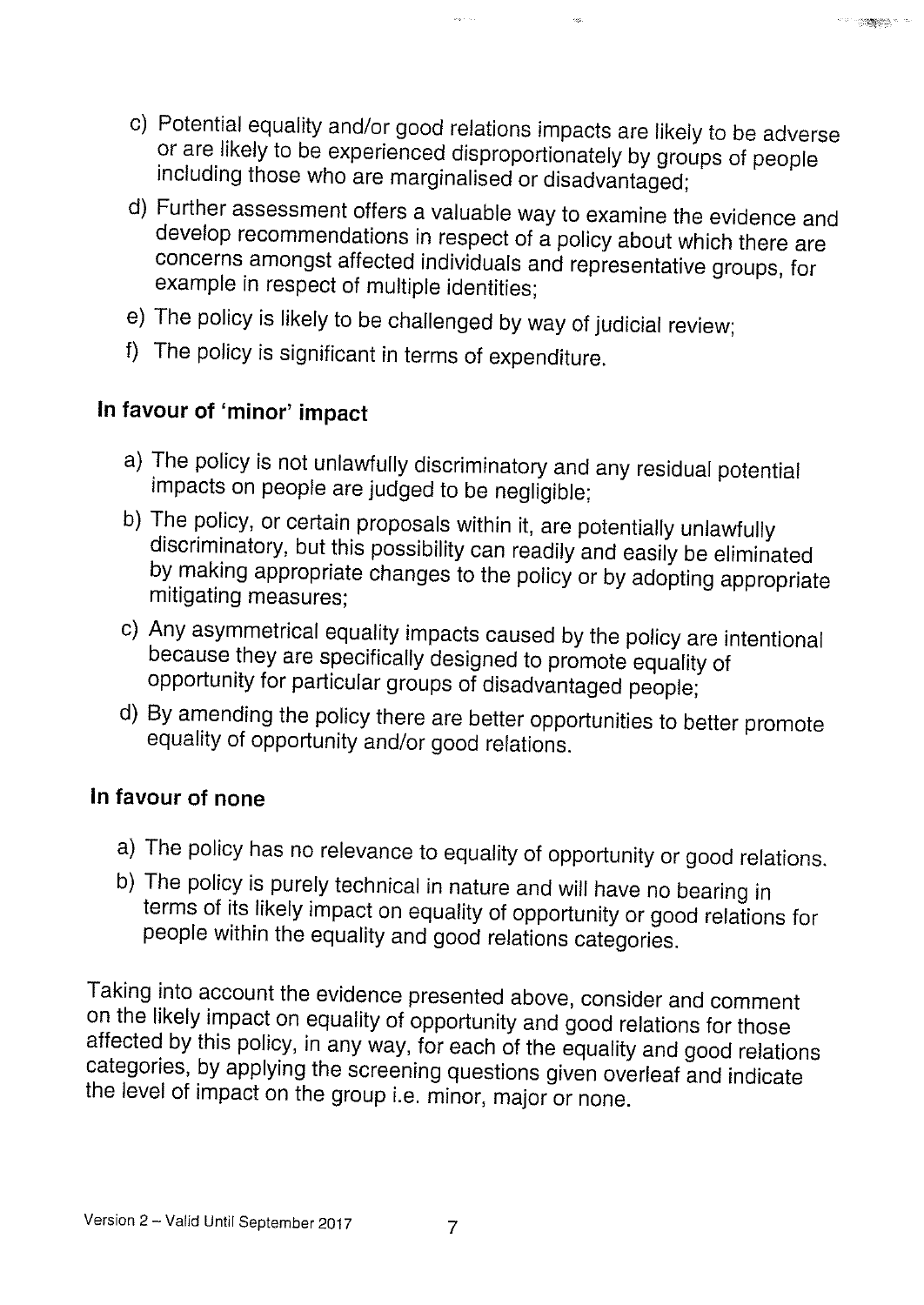c) Potential equality and/or good relations impacts are likely to be adverse or are likely to be experienced disproportionately by groups of people including those who are marginalised or disadvantaged;

d) Further assessment offers a valuable way to examine the evidence and develop recommendations in respect of a policy about which there are concerns amongst affected individuals and representative groups, for example in respect of multiple identities;

e) The policy is likely to be challenged by way of judicial review;

f) The policy is significant in terms of expenditure.

### In favour of 'minor' impact

a) The policy is not unlawfully discriminatory and any residual potential impacts on people are judged to be negligible;

b) The policy, or certain proposals within it, are potentially unlawfully discriminatory, but this possibility can readily and easily be eliminated by making appropriate changes to the policy or by adopting appropriate mitigating measures;

c) Any asymmetrical equality impacts caused by the policy are intentional because they are specifically designed to promote equality of opportunity for particular groups of disadvantaged people;

d) By amending the policy there are better opportunities to better promote equality of opportunity and/or good relations.

### In favour of none

a) The policy has no relevance to equality of opportunity or good relations.

b) The policy is purely technical in nature and will have no bearing in terms of its likely impact on equality of opportunity or good relations for people within the equality and good relations categories.

Taking into account the evidence presented above, consider and comment on the likely impact on equality of opportunity and good relations for those affected by this policy, in any way, for each of the equality and good relations categories, by applying the screening questions given overleaf and indicate the level of impact on the group i.e. minor, major or none.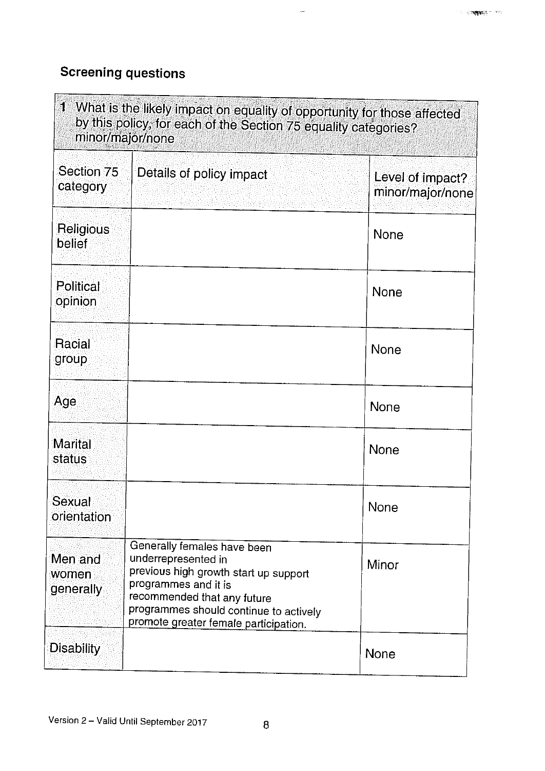## Screening questions

| 1 What is the likely impact on equality of opportunity for those affected by this policy, for each of the Section 75 equality categories? minor/major/none | | |
|---|---|---|
| Section 75 category | Details of policy impact | Level of impact? minor/major/none |
| Religious belief | | None |
| Political opinion | | None |
| Racial group | | None |
| Age | | None |
| Marital status | | None |
| Sexual orientation | | None |
| Men and women generally | Generally females have been underrepresented in previous high growth start up support programmes and it is recommended that any future programmes should continue to actively promote greater female participation. | Minor |
| Disability | | None |

Version 2 – Valid Until September 2017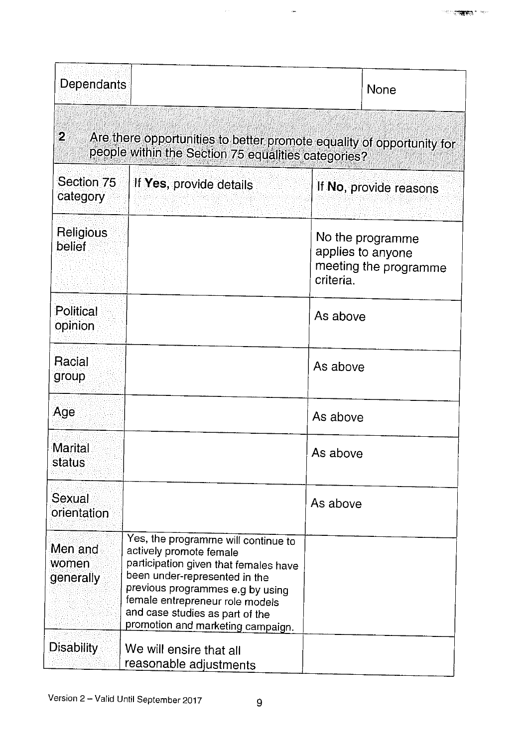| Dependants | | None |
|---|---|---|

**2 Are there opportunities to better promote equality of opportunity for people within the Section 75 equalities categories?**

| Section 75 category | If **Yes**, provide details | If **No**, provide reasons |
|---|---|---|
| Religious belief | | No the programme applies to anyone meeting the programme criteria. |
| Political opinion | | As above |
| Racial group | | As above |
| Age | | As above |
| Marital status | | As above |
| Sexual orientation | | As above |
| Men and women generally | Yes, the programme will continue to actively promote female participation given that females have been under-represented in the previous programmes e.g by using female entrepreneur role models and case studies as part of the promotion and marketing campaign. | |
| Disability | We will ensire that all reasonable adjustments | |

Version 2 – Valid Until September 2017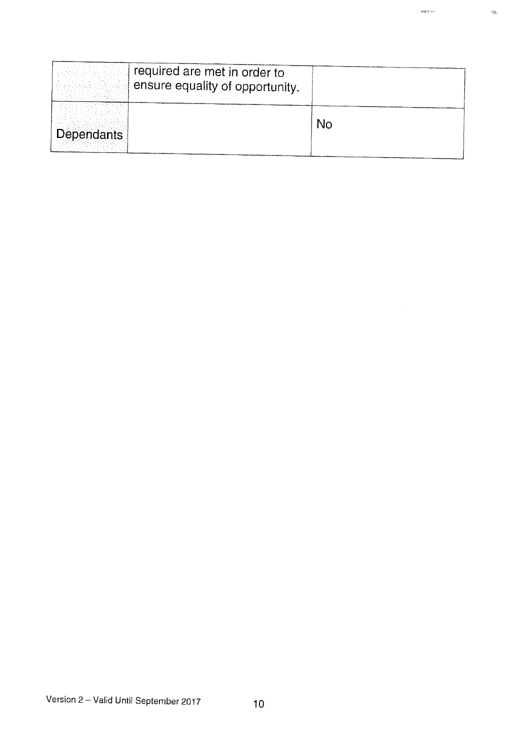| | | |
|---|---|---|
| | required are met in order to ensure equality of opportunity. | |
| Dependants | | No |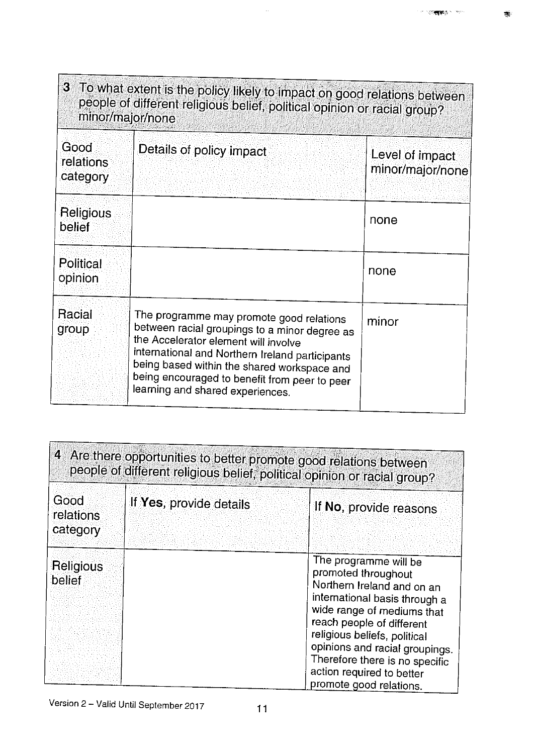| **3** To what extent is the policy likely to impact on good relations between people of different religious belief, political opinion or racial group? minor/major/none | | |
|---|---|---|
| Good relations category | Details of policy impact | Level of impact minor/major/none |
| Religious belief | | none |
| Political opinion | | none |
| Racial group | The programme may promote good relations between racial groupings to a minor degree as the Accelerator element will involve international and Northern Ireland participants being based within the shared workspace and being encouraged to benefit from peer to peer learning and shared experiences. | minor |

| **4** Are there opportunities to better promote good relations between people of different religious belief, political opinion or racial group? | | |
|---|---|---|
| Good relations category | If **Yes**, provide details | If **No**, provide reasons |
| Religious belief | | The programme will be promoted throughout Northern Ireland and on an international basis through a wide range of mediums that reach people of different religious beliefs, political opinions and racial groupings. Therefore there is no specific action required to better promote good relations. |

Version 2 – Valid Until September 2017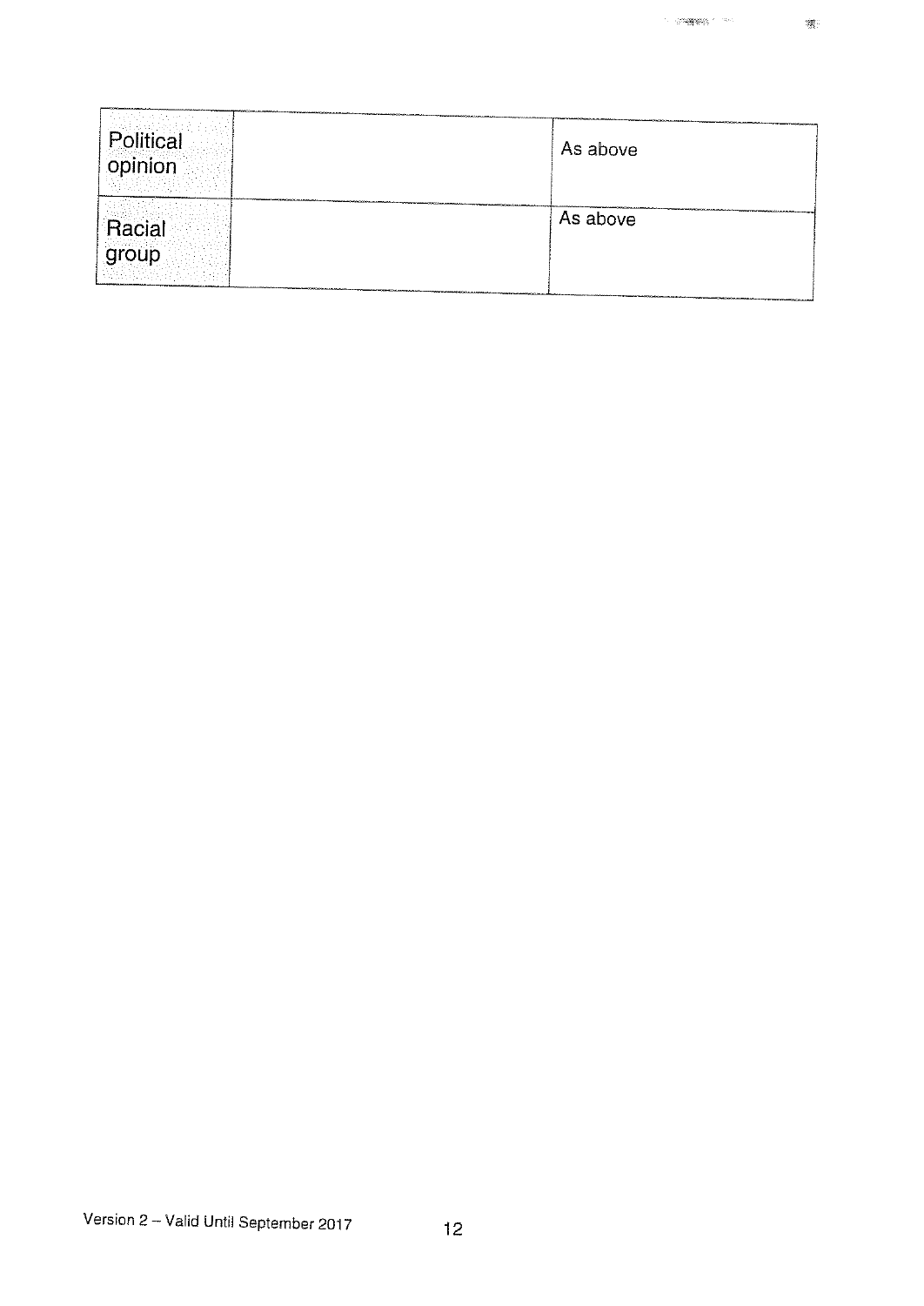| | | |
|---|---|---|
| Political opinion | | As above |
| Racial group | | As above |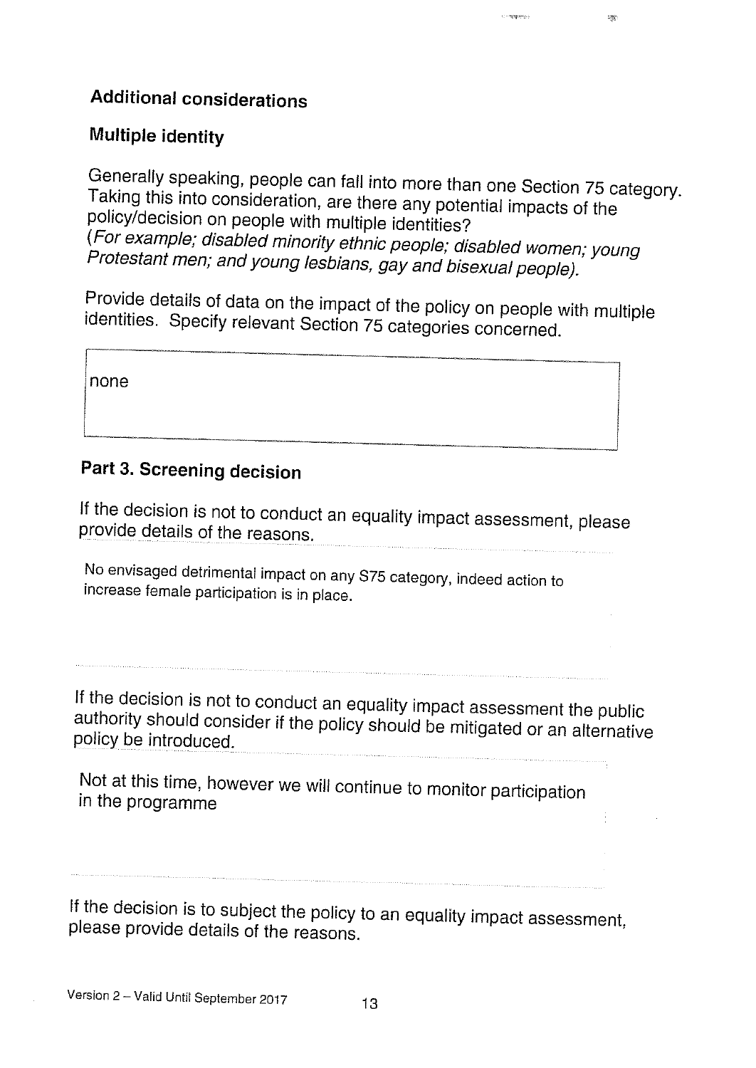**Additional considerations**

**Multiple identity**

Generally speaking, people can fall into more than one Section 75 category. Taking this into consideration, are there any potential impacts of the policy/decision on people with multiple identities?
*(For example; disabled minority ethnic people; disabled women; young Protestant men; and young lesbians, gay and bisexual people).*

Provide details of data on the impact of the policy on people with multiple identities. Specify relevant Section 75 categories concerned.

none

## Part 3. Screening decision

If the decision is not to conduct an equality impact assessment, please provide details of the reasons.

No envisaged detrimental impact on any S75 category, indeed action to increase female participation is in place.

If the decision is not to conduct an equality impact assessment the public authority should consider if the policy should be mitigated or an alternative policy be introduced.

Not at this time, however we will continue to monitor participation in the programme

If the decision is to subject the policy to an equality impact assessment, please provide details of the reasons.

Version 2 – Valid Until September 2017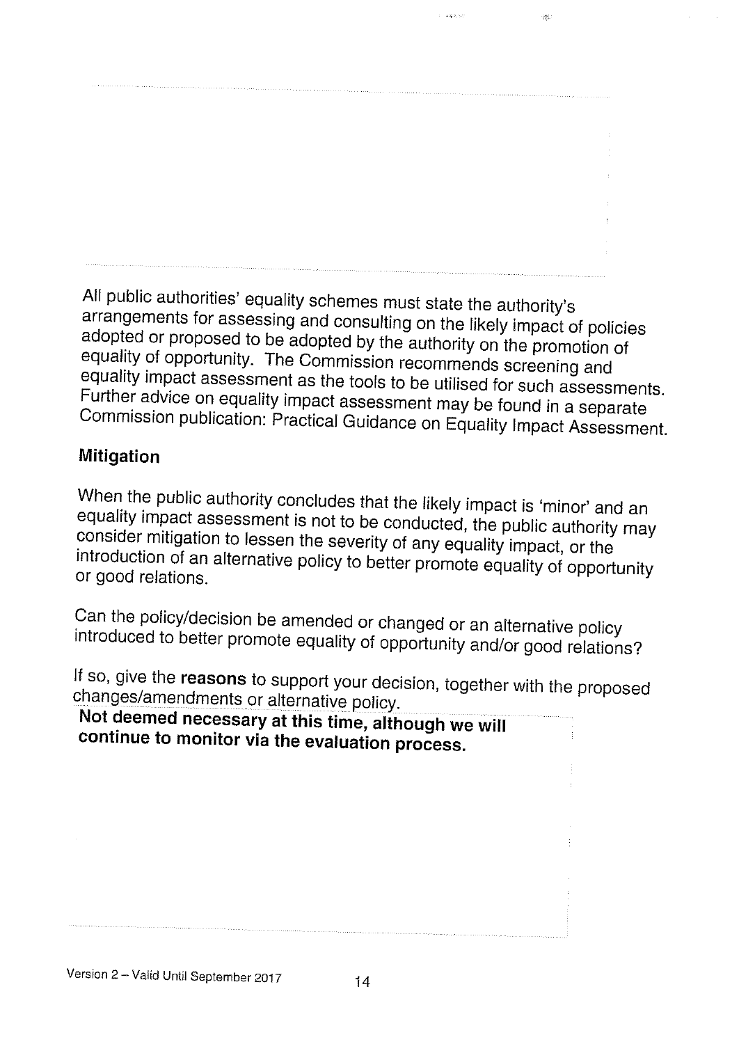All public authorities' equality schemes must state the authority's arrangements for assessing and consulting on the likely impact of policies adopted or proposed to be adopted by the authority on the promotion of equality of opportunity. The Commission recommends screening and equality impact assessment as the tools to be utilised for such assessments. Further advice on equality impact assessment may be found in a separate Commission publication: Practical Guidance on Equality Impact Assessment.

**Mitigation**

When the public authority concludes that the likely impact is 'minor' and an equality impact assessment is not to be conducted, the public authority may consider mitigation to lessen the severity of any equality impact, or the introduction of an alternative policy to better promote equality of opportunity or good relations.

Can the policy/decision be amended or changed or an alternative policy introduced to better promote equality of opportunity and/or good relations?

If so, give the **reasons** to support your decision, together with the proposed changes/amendments or alternative policy.

**Not deemed necessary at this time, although we will continue to monitor via the evaluation process.**

Version 2 – Valid Until September 2017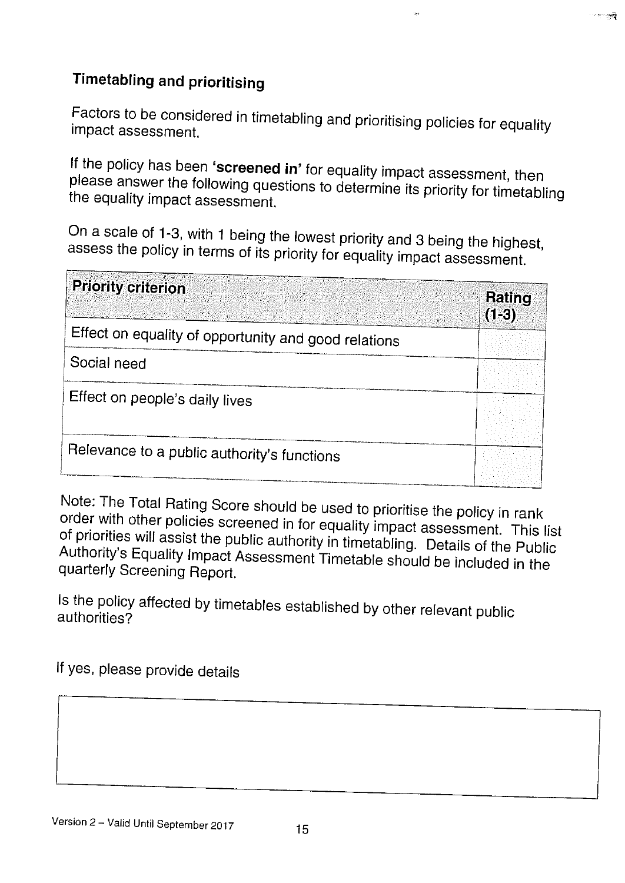## Timetabling and prioritising

Factors to be considered in timetabling and prioritising policies for equality impact assessment.

If the policy has been **'screened in'** for equality impact assessment, then please answer the following questions to determine its priority for timetabling the equality impact assessment.

On a scale of 1-3, with 1 being the lowest priority and 3 being the highest, assess the policy in terms of its priority for equality impact assessment.

| Priority criterion | Rating (1-3) |
|---|---|
| Effect on equality of opportunity and good relations | |
| Social need | |
| Effect on people's daily lives | |
| Relevance to a public authority's functions | |

Note: The Total Rating Score should be used to prioritise the policy in rank order with other policies screened in for equality impact assessment. This list of priorities will assist the public authority in timetabling. Details of the Public Authority's Equality Impact Assessment Timetable should be included in the quarterly Screening Report.

Is the policy affected by timetables established by other relevant public authorities?

If yes, please provide details

| |
|---|
| |

Version 2 – Valid Until September 2017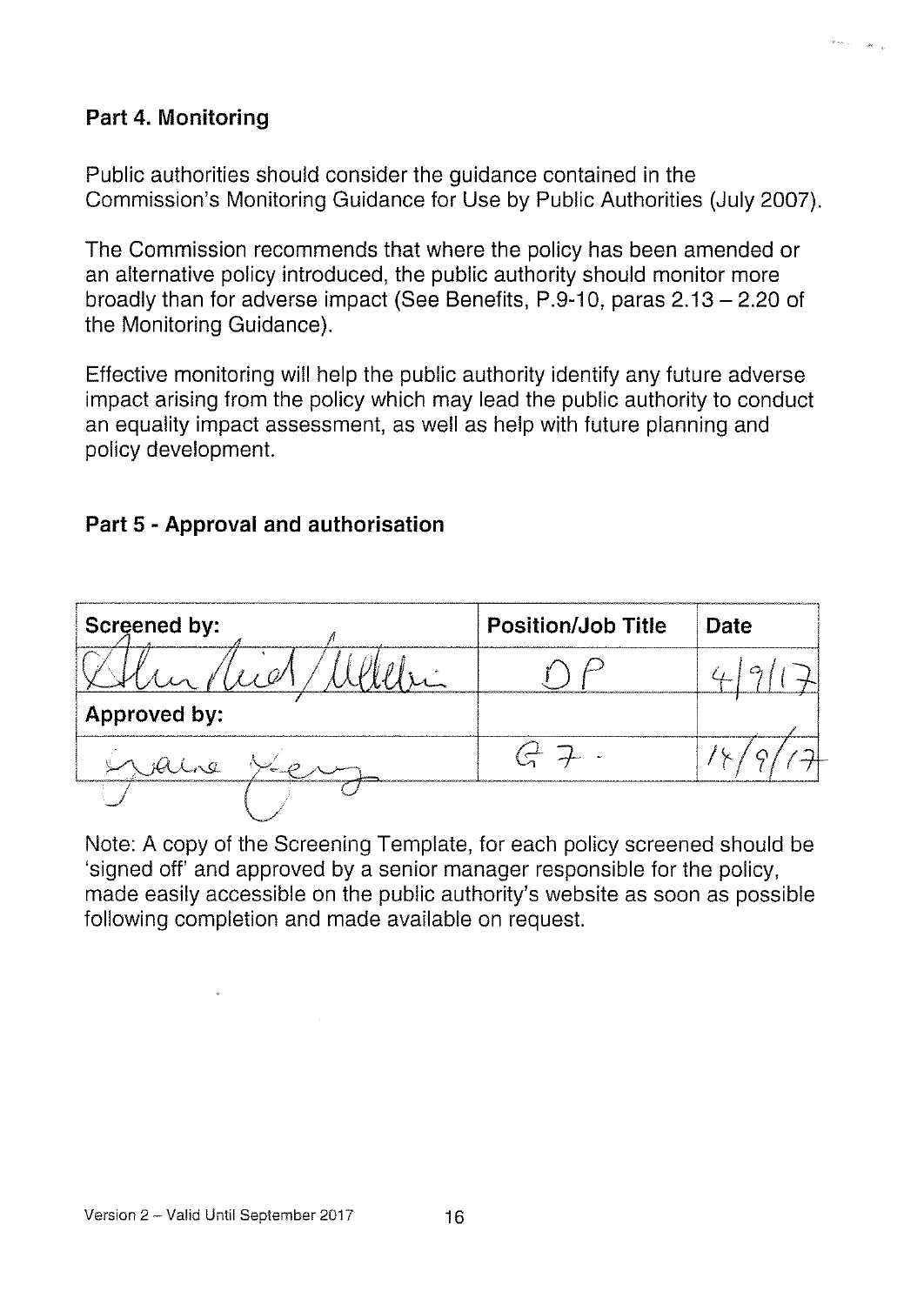**Part 4. Monitoring**

Public authorities should consider the guidance contained in the Commission's Monitoring Guidance for Use by Public Authorities (July 2007).

The Commission recommends that where the policy has been amended or an alternative policy introduced, the public authority should monitor more broadly than for adverse impact (See Benefits, P.9-10, paras 2.13 – 2.20 of the Monitoring Guidance).

Effective monitoring will help the public authority identify any future adverse impact arising from the policy which may lead the public authority to conduct an equality impact assessment, as well as help with future planning and policy development.

**Part 5 - Approval and authorisation**

| Screened by: | Position/Job Title | Date |
| --- | --- | --- |
| Alun Reid / Willbur | DP | 4/9/17 |
| **Approved by:** | | |
| Grace Yeong | G7. | 18/9/17 |

Note: A copy of the Screening Template, for each policy screened should be 'signed off' and approved by a senior manager responsible for the policy, made easily accessible on the public authority's website as soon as possible following completion and made available on request.

Version 2 – Valid Until September 2017